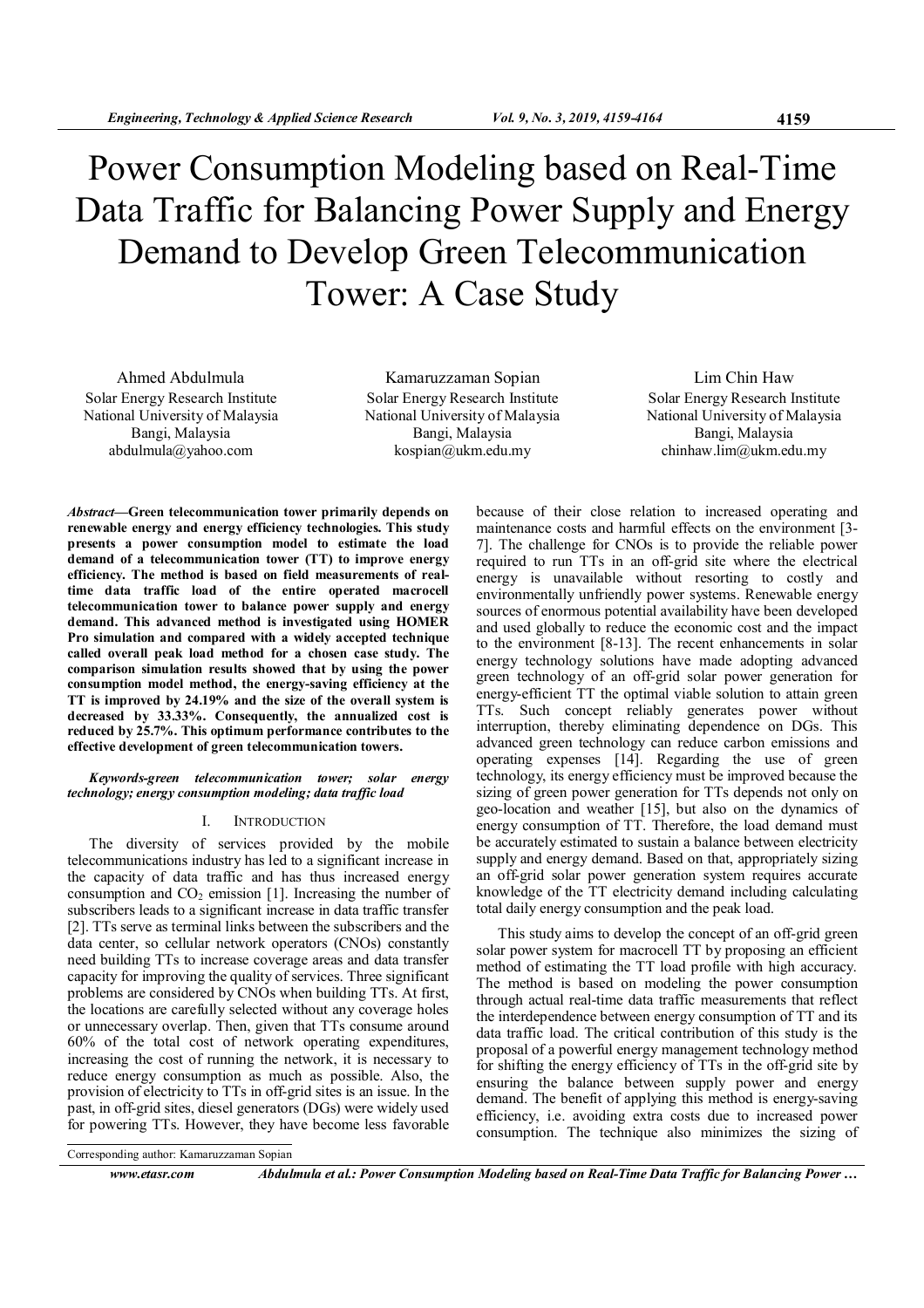# Power Consumption Modeling based on Real-Time Data Traffic for Balancing Power Supply and Energy Demand to Develop Green Telecommunication Tower: A Case Study

Ahmed Abdulmula
Solar Energy Research Institute
National University of Malaysia
Bangi, Malaysia
abdulmula@yahoo.com

Kamaruzzaman Sopian
Solar Energy Research Institute
National University of Malaysia
Bangi, Malaysia
kospian@ukm.edu.my

Lim Chin Haw
Solar Energy Research Institute
National University of Malaysia
Bangi, Malaysia
chinhaw.lim@ukm.edu.my

***Abstract*—Green telecommunication tower primarily depends on renewable energy and energy efficiency technologies. This study presents a power consumption model to estimate the load demand of a telecommunication tower (TT) to improve energy efficiency. The method is based on field measurements of real-time data traffic load of the entire operated macrocell telecommunication tower to balance power supply and energy demand. This advanced method is investigated using HOMER Pro simulation and compared with a widely accepted technique called overall peak load method for a chosen case study. The comparison simulation results showed that by using the power consumption model method, the energy-saving efficiency at the TT is improved by 24.19% and the size of the overall system is decreased by 33.33%. Consequently, the annualized cost is reduced by 25.7%. This optimum performance contributes to the effective development of green telecommunication towers.**

***Keywords-green telecommunication tower; solar energy technology; energy consumption modeling; data traffic load***

## I. Introduction

The diversity of services provided by the mobile telecommunications industry has led to a significant increase in the capacity of data traffic and has thus increased energy consumption and $CO_2$ emission [1]. Increasing the number of subscribers leads to a significant increase in data traffic transfer [2]. TTs serve as terminal links between the subscribers and the data center, so cellular network operators (CNOs) constantly need building TTs to increase coverage areas and data transfer capacity for improving the quality of services. Three significant problems are considered by CNOs when building TTs. At first, the locations are carefully selected without any coverage holes or unnecessary overlap. Then, given that TTs consume around 60% of the total cost of network operating expenditures, increasing the cost of running the network, it is necessary to reduce energy consumption as much as possible. Also, the provision of electricity to TTs in off-grid sites is an issue. In the past, in off-grid sites, diesel generators (DGs) were widely used for powering TTs. However, they have become less favorable because of their close relation to increased operating and maintenance costs and harmful effects on the environment [3-7]. The challenge for CNOs is to provide the reliable power required to run TTs in an off-grid site where the electrical energy is unavailable without resorting to costly and environmentally unfriendly power systems. Renewable energy sources of enormous potential availability have been developed and used globally to reduce the economic cost and the impact to the environment [8-13]. The recent enhancements in solar energy technology solutions have made adopting advanced green technology of an off-grid solar power generation for energy-efficient TT the optimal viable solution to attain green TTs. Such concept reliably generates power without interruption, thereby eliminating dependence on DGs. This advanced green technology can reduce carbon emissions and operating expenses [14]. Regarding the use of green technology, its energy efficiency must be improved because the sizing of green power generation for TTs depends not only on geo-location and weather [15], but also on the dynamics of energy consumption of TT. Therefore, the load demand must be accurately estimated to sustain a balance between electricity supply and energy demand. Based on that, appropriately sizing an off-grid solar power generation system requires accurate knowledge of the TT electricity demand including calculating total daily energy consumption and the peak load.

This study aims to develop the concept of an off-grid green solar power system for macrocell TT by proposing an efficient method of estimating the TT load profile with high accuracy. The method is based on modeling the power consumption through actual real-time data traffic measurements that reflect the interdependence between energy consumption of TT and its data traffic load. The critical contribution of this study is the proposal of a powerful energy management technology method for shifting the energy efficiency of TTs in the off-grid site by ensuring the balance between supply power and energy demand. The benefit of applying this method is energy-saving efficiency, i.e. avoiding extra costs due to increased power consumption. The technique also minimizes the sizing of

Corresponding author: Kamaruzzaman Sopian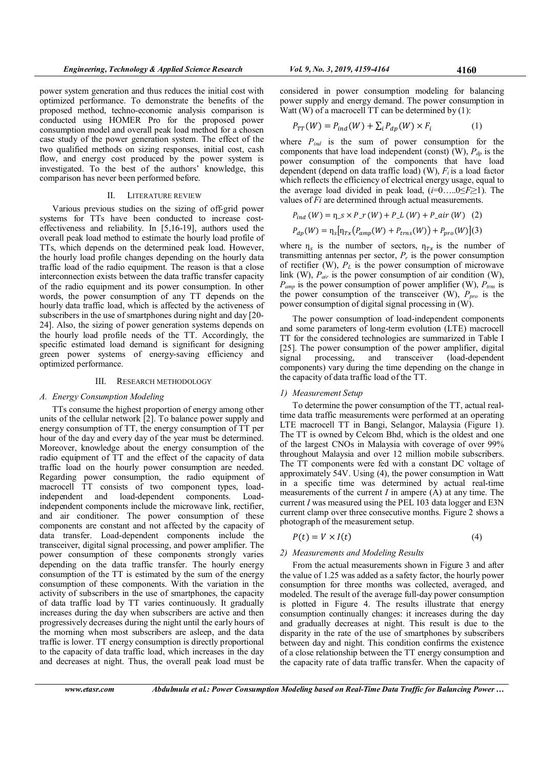power system generation and thus reduces the initial cost with optimized performance. To demonstrate the benefits of the proposed method, techno-economic analysis comparison is conducted using HOMER Pro for the proposed power consumption model and overall peak load method for a chosen case study of the power generation system. The effect of the two qualified methods on sizing responses, initial cost, cash flow, and energy cost produced by the power system is investigated. To the best of the authors' knowledge, this comparison has never been performed before.

## II. LITERATURE REVIEW

Various previous studies on the sizing of off-grid power systems for TTs have been conducted to increase cost-effectiveness and reliability. In [5,16-19], authors used the overall peak load method to estimate the hourly load profile of TTs, which depends on the determined peak load. However, the hourly load profile changes depending on the hourly data traffic load of the radio equipment. The reason is that a close interconnection exists between the data traffic transfer capacity of the radio equipment and its power consumption. In other words, the power consumption of any TT depends on the hourly data traffic load, which is affected by the activeness of subscribers in the use of smartphones during night and day [20-24]. Also, the sizing of power generation systems depends on the hourly load profile needs of the TT. Accordingly, the specific estimated load demand is significant for designing green power systems of energy-saving efficiency and optimized performance.

## III. RESEARCH METHODOLOGY

### A. Energy Consumption Modeling

TTs consume the highest proportion of energy among other units of the cellular network [2]. To balance power supply and energy consumption of TT, the energy consumption of TT per hour of the day and every day of the year must be determined. Moreover, knowledge about the energy consumption of the radio equipment of TT and the effect of the capacity of data traffic load on the hourly power consumption are needed. Regarding power consumption, the radio equipment of macrocell TT consists of two component types, load-independent and load-dependent components. Load-independent components include the microwave link, rectifier, and air conditioner. The power consumption of these components are constant and not affected by the capacity of data transfer. Load-dependent components include the transceiver, digital signal processing, and power amplifier. The power consumption of these components strongly varies depending on the data traffic transfer. The hourly energy consumption of the TT is estimated by the sum of the energy consumption of these components. With the variation in the activity of subscribers in the use of smartphones, the capacity of data traffic load by TT varies continuously. It gradually increases during the day when subscribers are active and then progressively decreases during the night until the early hours of the morning when most subscribers are asleep, and the data traffic is lower. TT energy consumption is directly proportional to the capacity of data traffic load, which increases in the day and decreases at night. Thus, the overall peak load must be considered in power consumption modeling for balancing power supply and energy demand. The power consumption in Watt (W) of a macrocell TT can be determined by (1):

$$P_{TT}(W) = P_{ind}(W) + \sum_i P_{dp}(W) \times F_i \quad (1)$$

where $P_{ind}$ is the sum of power consumption for the components that have load independent (const) (W), $P_{dp}$ is the power consumption of the components that have load dependent (depend on data traffic load) (W), $F_i$ is a load factor which reflects the efficiency of electrical energy usage, equal to the average load divided in peak load, ($i$=0…..0≤$F_i$≥1). The values of $Fi$ are determined through actual measurements.

$$P_{ind}(W) = \eta\_s \times P\_r(W) + P\_L(W) + P\_air(W) \quad (2)$$

$$P_{dp}(W) = \eta_s\left[\eta_{Tx}\left(P_{amp}(W) + P_{trns}(W)\right) + P_{pro}(W)\right] \quad (3)$$

where $\eta_s$ is the number of sectors, $\eta_{Tx}$ is the number of transmitting antennas per sector, $P_r$ is the power consumption of rectifier (W), $P_L$ is the power consumption of microwave link (W), $P_{air}$ is the power consumption of air condition (W), $P_{amp}$ is the power consumption of power amplifier (W), $P_{trns}$ is the power consumption of the transceiver (W), $P_{pro}$ is the power consumption of digital signal processing in (W).

The power consumption of load-independent components and some parameters of long-term evolution (LTE) macrocell TT for the considered technologies are summarized in Table I [25]. The power consumption of the power amplifier, digital signal processing, and transceiver (load-dependent components) vary during the time depending on the change in the capacity of data traffic load of the TT.

#### 1) Measurement Setup

To determine the power consumption of the TT, actual real-time data traffic measurements were performed at an operating LTE macrocell TT in Bangi, Selangor, Malaysia (Figure 1). The TT is owned by Celcom Bhd, which is the oldest and one of the largest CNOs in Malaysia with coverage of over 99% throughout Malaysia and over 12 million mobile subscribers. The TT components were fed with a constant DC voltage of approximately 54V. Using (4), the power consumption in Watt in a specific time was determined by actual real-time measurements of the current $I$ in ampere (A) at any time. The current $I$ was measured using the PEL 103 data logger and E3N current clamp over three consecutive months. Figure 2 shows a photograph of the measurement setup.

$$P(t) = V \times I(t) \quad (4)$$

#### 2) Measurements and Modeling Results

From the actual measurements shown in Figure 3 and after the value of 1.25 was added as a safety factor, the hourly power consumption for three months was collected, averaged, and modeled. The result of the average full-day power consumption is plotted in Figure 4. The results illustrate that energy consumption continually changes: it increases during the day and gradually decreases at night. This result is due to the disparity in the rate of the use of smartphones by subscribers between day and night. This condition confirms the existence of a close relationship between the TT energy consumption and the capacity rate of data traffic transfer. When the capacity of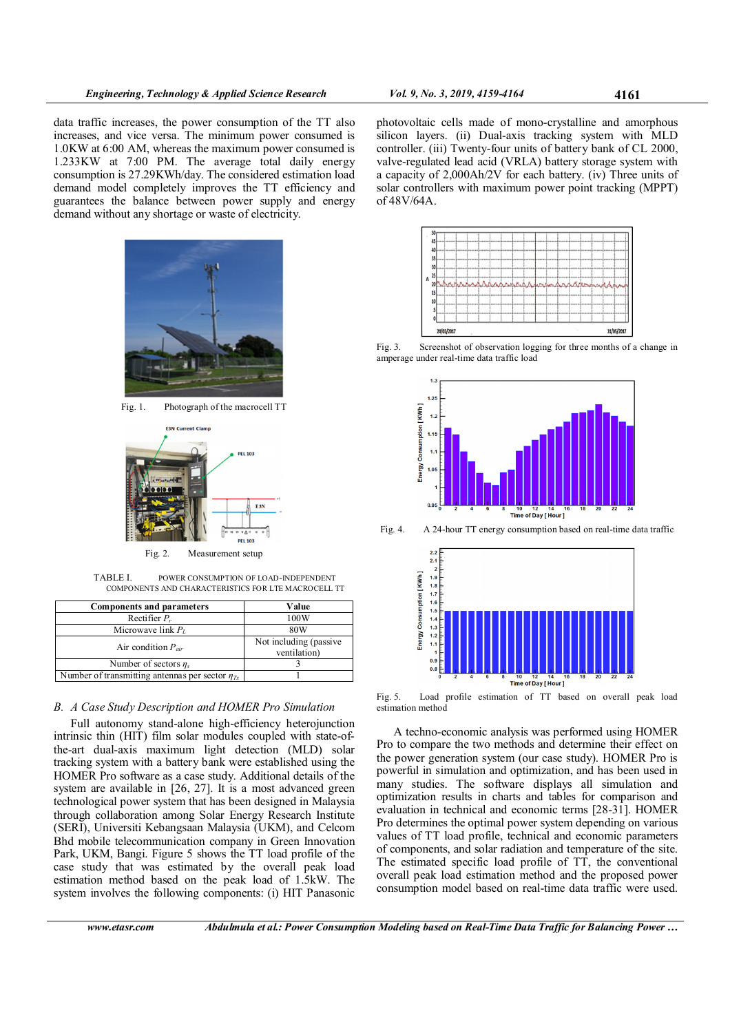data traffic increases, the power consumption of the TT also increases, and vice versa. The minimum power consumed is 1.0KW at 6:00 AM, whereas the maximum power consumed is 1.233KW at 7:00 PM. The average total daily energy consumption is 27.29KWh/day. The considered estimation load demand model completely improves the TT efficiency and guarantees the balance between power supply and energy demand without any shortage or waste of electricity.

Fig. 1. Photograph of the macrocell TT

Fig. 2. Measurement setup

TABLE I. POWER CONSUMPTION OF LOAD-INDEPENDENT COMPONENTS AND CHARACTERISTICS FOR LTE MACROCELL TT

| Components and parameters | Value |
|---|---|
| Rectifier $P_r$ | 100W |
| Microwave link $P_L$ | 80W |
| Air condition $P_{air}$ | Not including (passive ventilation) |
| Number of sectors $\eta_s$ | 3 |
| Number of transmitting antennas per sector $\eta_{Tx}$ | 1 |

### B. A Case Study Description and HOMER Pro Simulation

Full autonomy stand-alone high-efficiency heterojunction intrinsic thin (HIT) film solar modules coupled with state-of-the-art dual-axis maximum light detection (MLD) solar tracking system with a battery bank were established using the HOMER Pro software as a case study. Additional details of the system are available in [26, 27]. It is a most advanced green technological power system that has been designed in Malaysia through collaboration among Solar Energy Research Institute (SERI), Universiti Kebangsaan Malaysia (UKM), and Celcom Bhd mobile telecommunication company in Green Innovation Park, UKM, Bangi. Figure 5 shows the TT load profile of the case study that was estimated by the overall peak load estimation method based on the peak load of 1.5kW. The system involves the following components: (i) HIT Panasonic photovoltaic cells made of mono-crystalline and amorphous silicon layers. (ii) Dual-axis tracking system with MLD controller. (iii) Twenty-four units of battery bank of CL 2000, valve-regulated lead acid (VRLA) battery storage system with a capacity of 2,000Ah/2V for each battery. (iv) Three units of solar controllers with maximum power point tracking (MPPT) of 48V/64A.

Fig. 3. Screenshot of observation logging for three months of a change in amperage under real-time data traffic load

Fig. 4. A 24-hour TT energy consumption based on real-time data traffic

Fig. 5. Load profile estimation of TT based on overall peak load estimation method

A techno-economic analysis was performed using HOMER Pro to compare the two methods and determine their effect on the power generation system (our case study). HOMER Pro is powerful in simulation and optimization, and has been used in many studies. The software displays all simulation and optimization results in charts and tables for comparison and evaluation in technical and economic terms [28-31]. HOMER Pro determines the optimal power system depending on various values of TT load profile, technical and economic parameters of components, and solar radiation and temperature of the site. The estimated specific load profile of TT, the conventional overall peak load estimation method and the proposed power consumption model based on real-time data traffic were used.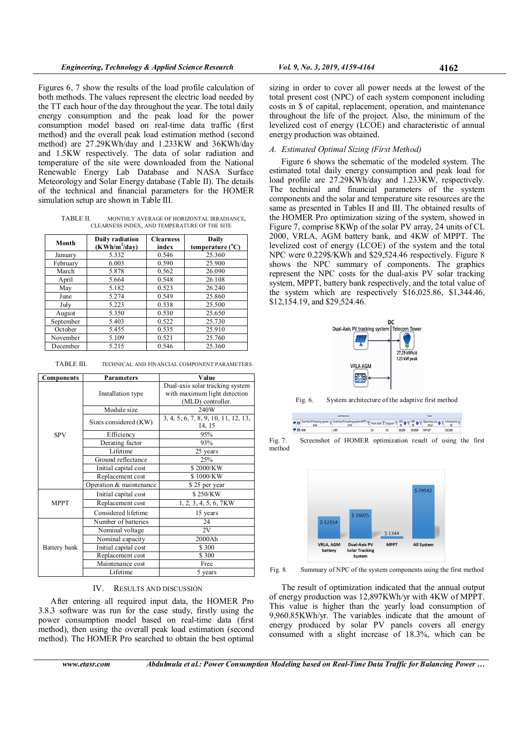Figures 6, 7 show the results of the load profile calculation of both methods. The values represent the electric load needed by the TT each hour of the day throughout the year. The total daily energy consumption and the peak load for the power consumption model based on real-time data traffic (first method) and the overall peak load estimation method (second method) are 27.29KWh/day and 1.233KW and 36KWh/day and 1.5KW respectively. The data of solar radiation and temperature of the site were downloaded from the National Renewable Energy Lab Database and NASA Surface Meteorology and Solar Energy database (Table II). The details of the technical and financial parameters for the HOMER simulation setup are shown in Table III.

TABLE II. MONTHLY AVERAGE OF HORIZONTAL IRRADIANCE, CLEARNESS INDEX, AND TEMPERATURE OF THE SITE

| Month | Daily radiation (KWh/m$^2$/day) | Clearness index | Daily temperature (°C) |
|---|---|---|---|
| January | 5.332 | 0.546 | 25.360 |
| February | 6.003 | 0.590 | 25.900 |
| March | 5.878 | 0.562 | 26.090 |
| April | 5.664 | 0.548 | 26.108 |
| May | 5.182 | 0.523 | 26.240 |
| June | 5.274 | 0.549 | 25.860 |
| July | 5.223 | 0.538 | 25.500 |
| August | 5.350 | 0.530 | 25.650 |
| September | 5.403 | 0.522 | 25.730 |
| October | 5.455 | 0.535 | 25.910 |
| November | 5.109 | 0.521 | 25.760 |
| December | 5.215 | 0.546 | 25.360 |

TABLE III. TECHNICAL AND FINANCIAL COMPONENT PARAMETERS

| Components | Parameters | Value |
|---|---|---|
| SPV | Installation type | Dual-axis solar tracking system with maximum light detection (MLD) controller. |
| | Module size | 240W |
| | Sizes considered (KW) | 3, 4, 5, 6, 7, 8, 9, 10, 11, 12, 13, 14, 15 |
| | Efficiency | 95% |
| | Derating factor | 93% |
| | Lifetime | 25 years |
| | Ground reflectance | 25% |
| | Initial capital cost | $ 2000/KW |
| | Replacement cost | $ 1000/KW |
| | Operation & maintenance | $ 25 per year |
| MPPT | Initial capital cost | $ 250/KW |
| | Replacement cost | 1, 2, 3, 4, 5, 6, 7KW |
| | Considered lifetime | 15 years |
| Battery bank | Number of batteries | 24 |
| | Nominal voltage | 2V |
| | Nominal capacity | 2000Ah |
| | Initial capital cost | $ 300 |
| | Replacement cost | $ 300 |
| | Maintenance cost | Free |
| | Lifetime | 5 years |

## IV. RESULTS AND DISCUSSION

After entering all required input data, the HOMER Pro 3.8.3 software was run for the case study, firstly using the power consumption model based on real-time data (first method), then using the overall peak load estimation (second method). The HOMER Pro searched to obtain the best optimal sizing in order to cover all power needs at the lowest of the total present cost (NPC) of each system component including costs in $ of capital, replacement, operation, and maintenance throughout the life of the project. Also, the minimum of the levelized cost of energy (LCOE) and characteristic of annual energy production was obtained.

### *A. Estimated Optimal Sizing (First Method)*

Figure 6 shows the schematic of the modeled system. The estimated total daily energy consumption and peak load for load profile are 27.29KWh/day and 1.233KW, respectively. The technical and financial parameters of the system components and the solar and temperature site resources are the same as presented in Tables II and III. The obtained results of the HOMER Pro optimization sizing of the system, showed in Figure 7, comprise 8KWp of the solar PV array, 24 units of CL 2000, VRLA, AGM battery bank, and 4KW of MPPT. The levelized cost of energy (LCOE) of the system and the total NPC were 0.229$/KWh and $29,524.46 respectively. Figure 8 shows the NPC summary of components. The graphics represent the NPC costs for the dual-axis PV solar tracking system, MPPT, battery bank respectively, and the total value of the system which are respectively $16,025.86, $1,344.46, $12,154.19, and $29,524.46.

Fig. 6. System architecture of the adaptive first method

Fig. 7. Screenshot of HOMER optimization result of using the first method

Fig. 8. Summary of NPC of the system components using the first method

The result of optimization indicated that the annual output of energy production was 12,897KWh/yr with 4KW of MPPT. This value is higher than the yearly load consumption of 9,960.85KWh/yr. The variables indicate that the amount of energy produced by solar PV panels covers all energy consumed with a slight increase of 18.3%, which can be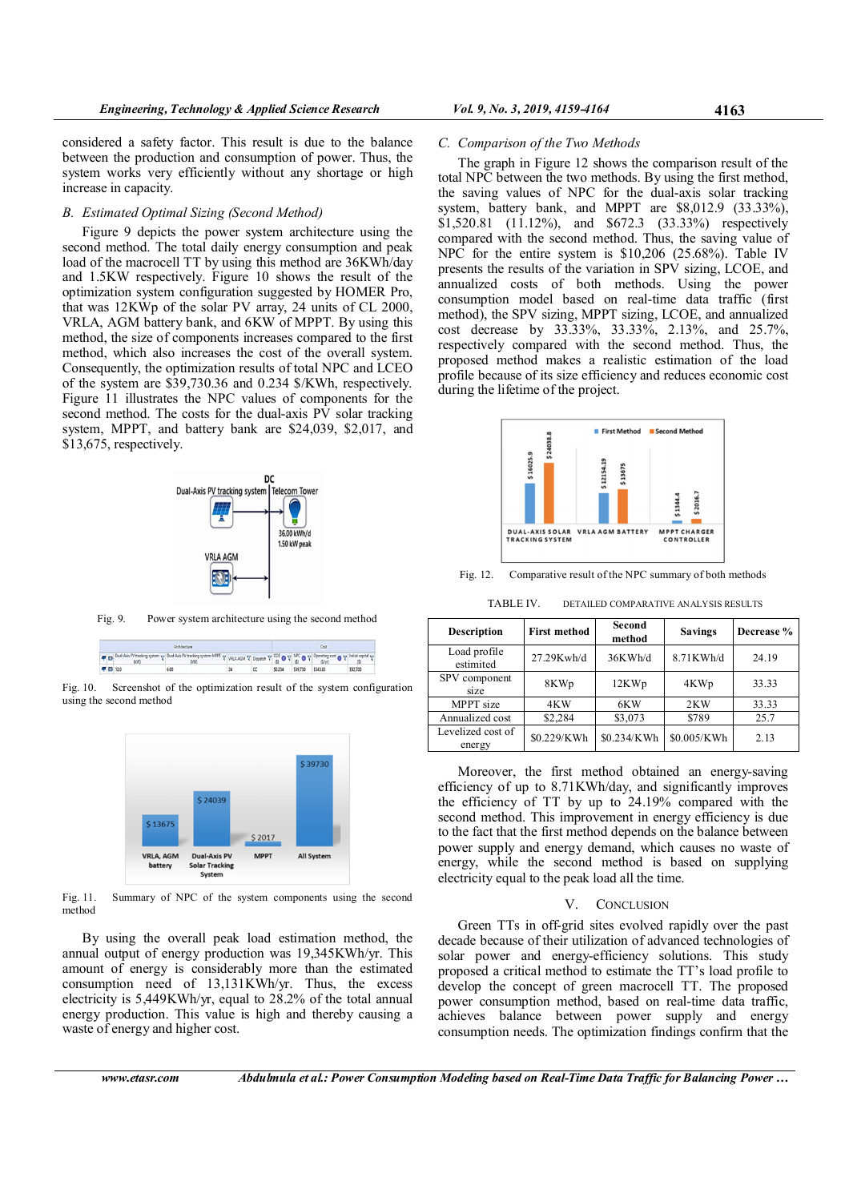considered a safety factor. This result is due to the balance between the production and consumption of power. Thus, the system works very efficiently without any shortage or high increase in capacity.

### *B. Estimated Optimal Sizing (Second Method)*

Figure 9 depicts the power system architecture using the second method. The total daily energy consumption and peak load of the macrocell TT by using this method are 36KWh/day and 1.5KW respectively. Figure 10 shows the result of the optimization system configuration suggested by HOMER Pro, that was 12KWp of the solar PV array, 24 units of CL 2000, VRLA, AGM battery bank, and 6KW of MPPT. By using this method, the size of components increases compared to the first method, which also increases the cost of the overall system. Consequently, the optimization results of total NPC and LCEO of the system are $39,730.36 and 0.234 $/KWh, respectively. Figure 11 illustrates the NPC values of components for the second method. The costs for the dual-axis PV solar tracking system, MPPT, and battery bank are $24,039, $2,017, and $13,675, respectively.

Fig. 9. Power system architecture using the second method

Fig. 10. Screenshot of the optimization result of the system configuration using the second method

Fig. 11. Summary of NPC of the system components using the second method

By using the overall peak load estimation method, the annual output of energy production was 19,345KWh/yr. This amount of energy is considerably more than the estimated consumption need of 13,131KWh/yr. Thus, the excess electricity is 5,449KWh/yr, equal to 28.2% of the total annual energy production. This value is high and thereby causing a waste of energy and higher cost.

### *C. Comparison of the Two Methods*

The graph in Figure 12 shows the comparison result of the total NPC between the two methods. By using the first method, the saving values of NPC for the dual-axis solar tracking system, battery bank, and MPPT are $8,012.9 (33.33%), $1,520.81 (11.12%), and $672.3 (33.33%) respectively compared with the second method. Thus, the saving value of NPC for the entire system is $10,206 (25.68%). Table IV presents the results of the variation in SPV sizing, LCOE, and annualized costs of both methods. Using the power consumption model based on real-time data traffic (first method), the SPV sizing, MPPT sizing, LCOE, and annualized cost decrease by 33.33%, 33.33%, 2.13%, and 25.7%, respectively compared with the second method. Thus, the proposed method makes a realistic estimation of the load profile because of its size efficiency and reduces economic cost during the lifetime of the project.

Fig. 12. Comparative result of the NPC summary of both methods

TABLE IV. DETAILED COMPARATIVE ANALYSIS RESULTS

| Description | First method | Second method | Savings | Decrease % |
|---|---|---|---|---|
| Load profile estimated | 27.29Kwh/d | 36KWh/d | 8.71KWh/d | 24.19 |
| SPV component size | 8KWp | 12KWp | 4KWp | 33.33 |
| MPPT size | 4KW | 6KW | 2KW | 33.33 |
| Annualized cost | $2,284 | $3,073 | $789 | 25.7 |
| Levelized cost of energy | $0.229/KWh | $0.234/KWh | $0.005/KWh | 2.13 |

Moreover, the first method obtained an energy-saving efficiency of up to 8.71KWh/day, and significantly improves the efficiency of TT by up to 24.19% compared with the second method. This improvement in energy efficiency is due to the fact that the first method depends on the balance between power supply and energy demand, which causes no waste of energy, while the second method is based on supplying electricity equal to the peak load all the time.

## V. CONCLUSION

Green TTs in off-grid sites evolved rapidly over the past decade because of their utilization of advanced technologies of solar power and energy-efficiency solutions. This study proposed a critical method to estimate the TT's load profile to develop the concept of green macrocell TT. The proposed power consumption method, based on real-time data traffic, achieves balance between power supply and energy consumption needs. The optimization findings confirm that the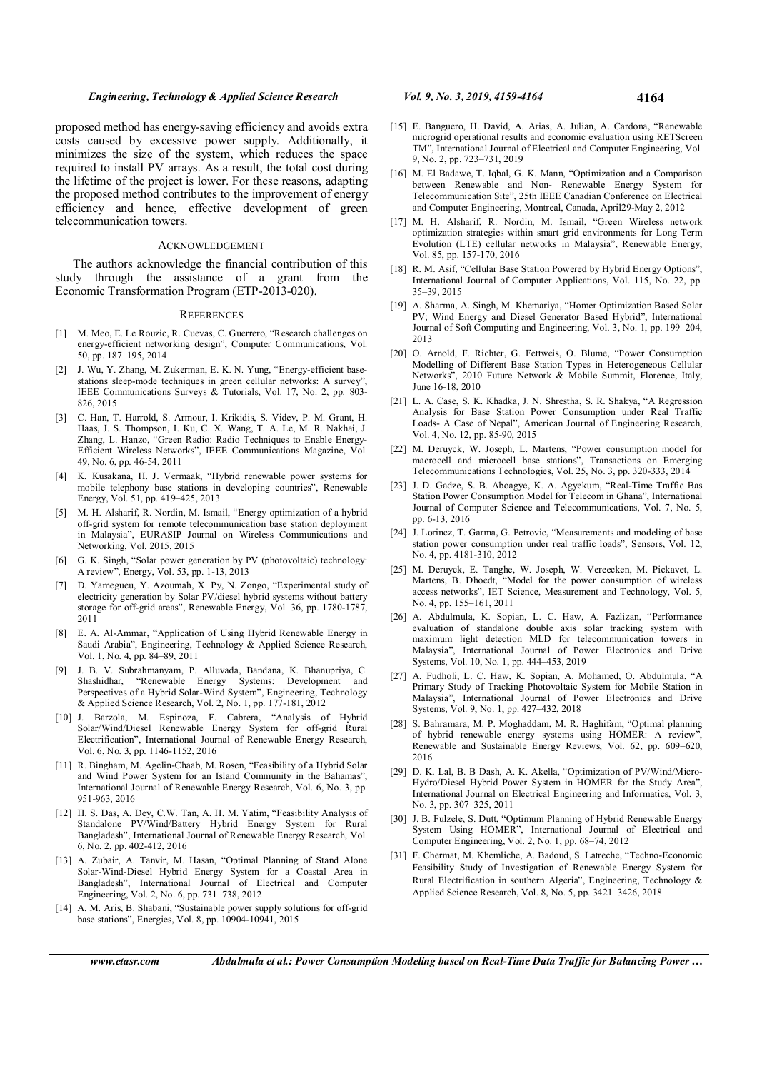proposed method has energy-saving efficiency and avoids extra costs caused by excessive power supply. Additionally, it minimizes the size of the system, which reduces the space required to install PV arrays. As a result, the total cost during the lifetime of the project is lower. For these reasons, adapting the proposed method contributes to the improvement of energy efficiency and hence, effective development of green telecommunication towers.

## ACKNOWLEDGEMENT

The authors acknowledge the financial contribution of this study through the assistance of a grant from the Economic Transformation Program (ETP-2013-020).

## REFERENCES

[1] M. Meo, E. Le Rouzic, R. Cuevas, C. Guerrero, "Research challenges on energy-efficient networking design", Computer Communications, Vol. 50, pp. 187–195, 2014

[2] J. Wu, Y. Zhang, M. Zukerman, E. K. N. Yung, "Energy-efficient base-stations sleep-mode techniques in green cellular networks: A survey", IEEE Communications Surveys & Tutorials, Vol. 17, No. 2, pp. 803-826, 2015

[3] C. Han, T. Harrold, S. Armour, I. Krikidis, S. Videv, P. M. Grant, H. Haas, J. S. Thompson, I. Ku, C. X. Wang, T. A. Le, M. R. Nakhai, J. Zhang, L. Hanzo, "Green Radio: Radio Techniques to Enable Energy-Efficient Wireless Networks", IEEE Communications Magazine, Vol. 49, No. 6, pp. 46-54, 2011

[4] K. Kusakana, H. J. Vermaak, "Hybrid renewable power systems for mobile telephony base stations in developing countries", Renewable Energy, Vol. 51, pp. 419–425, 2013

[5] M. H. Alsharif, R. Nordin, M. Ismail, "Energy optimization of a hybrid off-grid system for remote telecommunication base station deployment in Malaysia", EURASIP Journal on Wireless Communications and Networking, Vol. 2015, 2015

[6] G. K. Singh, "Solar power generation by PV (photovoltaic) technology: A review", Energy, Vol. 53, pp. 1-13, 2013

[7] D. Yamegueu, Y. Azoumah, X. Py, N. Zongo, "Experimental study of electricity generation by Solar PV/diesel hybrid systems without battery storage for off-grid areas", Renewable Energy, Vol. 36, pp. 1780-1787, 2011

[8] E. A. Al-Ammar, "Application of Using Hybrid Renewable Energy in Saudi Arabia", Engineering, Technology & Applied Science Research, Vol. 1, No. 4, pp. 84–89, 2011

[9] J. B. V. Subrahmanyam, P. Alluvada, Bandana, K. Bhanupriya, C. Shashidhar, "Renewable Energy Systems: Development and Perspectives of a Hybrid Solar-Wind System", Engineering, Technology & Applied Science Research, Vol. 2, No. 1, pp. 177-181, 2012

[10] J. Barzola, M. Espinoza, F. Cabrera, "Analysis of Hybrid Solar/Wind/Diesel Renewable Energy System for off-grid Rural Electrification", International Journal of Renewable Energy Research, Vol. 6, No. 3, pp. 1146-1152, 2016

[11] R. Bingham, M. Agelin-Chaab, M. Rosen, "Feasibility of a Hybrid Solar and Wind Power System for an Island Community in the Bahamas", International Journal of Renewable Energy Research, Vol. 6, No. 3, pp. 951-963, 2016

[12] H. S. Das, A. Dey, C.W. Tan, A. H. M. Yatim, "Feasibility Analysis of Standalone PV/Wind/Battery Hybrid Energy System for Rural Bangladesh", International Journal of Renewable Energy Research, Vol. 6, No. 2, pp. 402-412, 2016

[13] A. Zubair, A. Tanvir, M. Hasan, "Optimal Planning of Stand Alone Solar-Wind-Diesel Hybrid Energy System for a Coastal Area in Bangladesh", International Journal of Electrical and Computer Engineering, Vol. 2, No. 6, pp. 731–738, 2012

[14] A. M. Aris, B. Shabani, "Sustainable power supply solutions for off-grid base stations", Energies, Vol. 8, pp. 10904-10941, 2015

[15] E. Banguero, H. David, A. Arias, A. Julian, A. Cardona, "Renewable microgrid operational results and economic evaluation using RETScreen TM", International Journal of Electrical and Computer Engineering, Vol. 9, No. 2, pp. 723–731, 2019

[16] M. El Badawe, T. Iqbal, G. K. Mann, "Optimization and a Comparison between Renewable and Non- Renewable Energy System for Telecommunication Site", 25th IEEE Canadian Conference on Electrical and Computer Engineering, Montreal, Canada, April29-May 2, 2012

[17] M. H. Alsharif, R. Nordin, M. Ismail, "Green Wireless network optimization strategies within smart grid environments for Long Term Evolution (LTE) cellular networks in Malaysia", Renewable Energy, Vol. 85, pp. 157-170, 2016

[18] R. M. Asif, "Cellular Base Station Powered by Hybrid Energy Options", International Journal of Computer Applications, Vol. 115, No. 22, pp. 35–39, 2015

[19] A. Sharma, A. Singh, M. Khemariya, "Homer Optimization Based Solar PV; Wind Energy and Diesel Generator Based Hybrid", International Journal of Soft Computing and Engineering, Vol. 3, No. 1, pp. 199–204, 2013

[20] O. Arnold, F. Richter, G. Fettweis, O. Blume, "Power Consumption Modelling of Different Base Station Types in Heterogeneous Cellular Networks", 2010 Future Network & Mobile Summit, Florence, Italy, June 16-18, 2010

[21] L. A. Case, S. K. Khadka, J. N. Shrestha, S. R. Shakya, "A Regression Analysis for Base Station Power Consumption under Real Traffic Loads- A Case of Nepal", American Journal of Engineering Research, Vol. 4, No. 12, pp. 85-90, 2015

[22] M. Deruyck, W. Joseph, L. Martens, "Power consumption model for macrocell and microcell base stations", Transactions on Emerging Telecommunications Technologies, Vol. 25, No. 3, pp. 320-333, 2014

[23] J. D. Gadze, S. B. Aboagye, K. A. Agyekum, "Real-Time Traffic Bas Station Power Consumption Model for Telecom in Ghana", International Journal of Computer Science and Telecommunications, Vol. 7, No. 5, pp. 6-13, 2016

[24] J. Lorincz, T. Garma, G. Petrovic, "Measurements and modeling of base station power consumption under real traffic loads", Sensors, Vol. 12, No. 4, pp. 4181-310, 2012

[25] M. Deruyck, E. Tanghe, W. Joseph, W. Vereecken, M. Pickavet, L. Martens, B. Dhoedt, "Model for the power consumption of wireless access networks", IET Science, Measurement and Technology, Vol. 5, No. 4, pp. 155–161, 2011

[26] A. Abdulmula, K. Sopian, L. C. Haw, A. Fazlizan, "Performance evaluation of standalone double axis solar tracking system with maximum light detection MLD for telecommunication towers in Malaysia", International Journal of Power Electronics and Drive Systems, Vol. 10, No. 1, pp. 444–453, 2019

[27] A. Fudholi, L. C. Haw, K. Sopian, A. Mohamed, O. Abdulmula, "A Primary Study of Tracking Photovoltaic System for Mobile Station in Malaysia", International Journal of Power Electronics and Drive Systems, Vol. 9, No. 1, pp. 427–432, 2018

[28] S. Bahramara, M. P. Moghaddam, M. R. Haghifam, "Optimal planning of hybrid renewable energy systems using HOMER: A review", Renewable and Sustainable Energy Reviews, Vol. 62, pp. 609–620, 2016

[29] D. K. Lal, B. B Dash, A. K. Akella, "Optimization of PV/Wind/Micro-Hydro/Diesel Hybrid Power System in HOMER for the Study Area", International Journal on Electrical Engineering and Informatics, Vol. 3, No. 3, pp. 307–325, 2011

[30] J. B. Fulzele, S. Dutt, "Optimum Planning of Hybrid Renewable Energy System Using HOMER", International Journal of Electrical and Computer Engineering, Vol. 2, No. 1, pp. 68–74, 2012

[31] F. Chermat, M. Khemliche, A. Badoud, S. Latreche, "Techno-Economic Feasibility Study of Investigation of Renewable Energy System for Rural Electrification in southern Algeria", Engineering, Technology & Applied Science Research, Vol. 8, No. 5, pp. 3421–3426, 2018